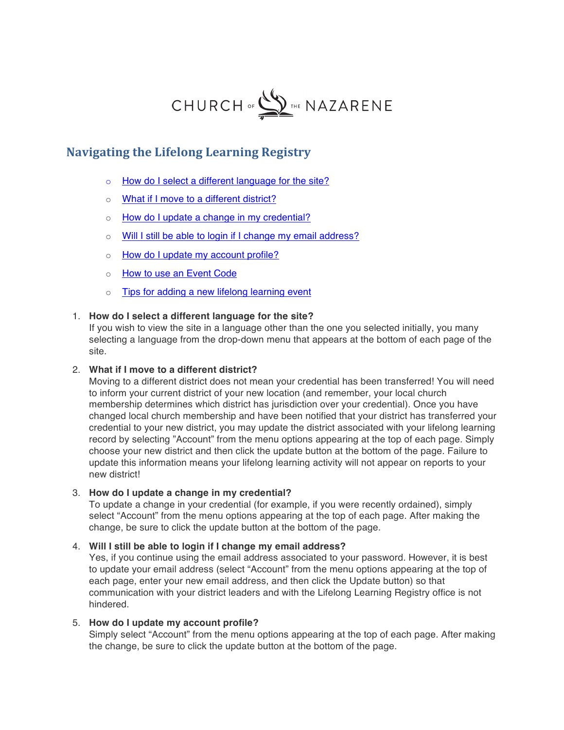CHURCH OF THE NAZARENE

## Navigating the Lifelong Learning Registry

- How do I select a different language for the site?
- What if I move to a different district?
- How do I update a change in my credential?
- Will I still be able to login if I change my email address?
- How do I update my account profile?
- How to use an Event Code
- Tips for adding a new lifelong learning event

1. **How do I select a different language for the site?**
   If you wish to view the site in a language other than the one you selected initially, you many selecting a language from the drop-down menu that appears at the bottom of each page of the site.

2. **What if I move to a different district?**
   Moving to a different district does not mean your credential has been transferred! You will need to inform your current district of your new location (and remember, your local church membership determines which district has jurisdiction over your credential). Once you have changed local church membership and have been notified that your district has transferred your credential to your new district, you may update the district associated with your lifelong learning record by selecting "Account" from the menu options appearing at the top of each page. Simply choose your new district and then click the update button at the bottom of the page. Failure to update this information means your lifelong learning activity will not appear on reports to your new district!

3. **How do I update a change in my credential?**
   To update a change in your credential (for example, if you were recently ordained), simply select "Account" from the menu options appearing at the top of each page. After making the change, be sure to click the update button at the bottom of the page.

4. **Will I still be able to login if I change my email address?**
   Yes, if you continue using the email address associated to your password. However, it is best to update your email address (select "Account" from the menu options appearing at the top of each page, enter your new email address, and then click the Update button) so that communication with your district leaders and with the Lifelong Learning Registry office is not hindered.

5. **How do I update my account profile?**
   Simply select "Account" from the menu options appearing at the top of each page. After making the change, be sure to click the update button at the bottom of the page.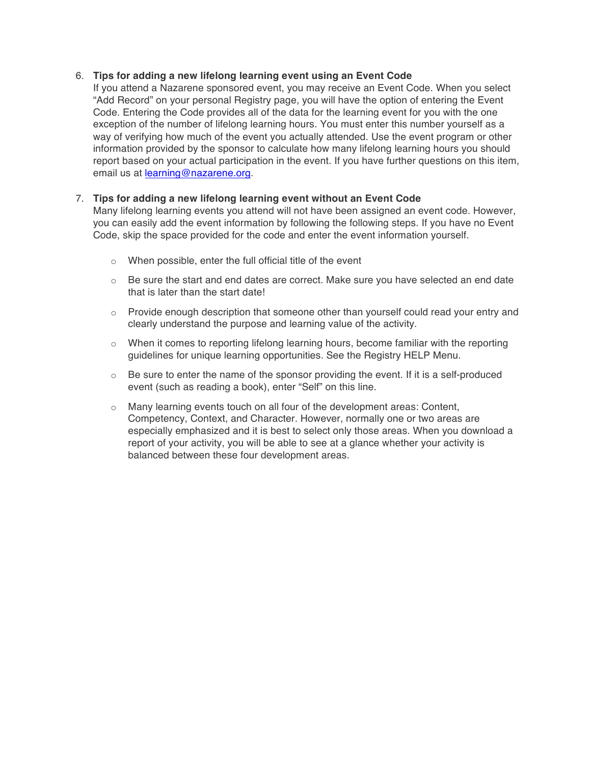6. **Tips for adding a new lifelong learning event using an Event Code**
   If you attend a Nazarene sponsored event, you may receive an Event Code. When you select "Add Record" on your personal Registry page, you will have the option of entering the Event Code. Entering the Code provides all of the data for the learning event for you with the one exception of the number of lifelong learning hours. You must enter this number yourself as a way of verifying how much of the event you actually attended. Use the event program or other information provided by the sponsor to calculate how many lifelong learning hours you should report based on your actual participation in the event. If you have further questions on this item, email us at [learning@nazarene.org](mailto:learning@nazarene.org).

7. **Tips for adding a new lifelong learning event without an Event Code**
   Many lifelong learning events you attend will not have been assigned an event code. However, you can easily add the event information by following the following steps. If you have no Event Code, skip the space provided for the code and enter the event information yourself.

   - When possible, enter the full official title of the event
   - Be sure the start and end dates are correct. Make sure you have selected an end date that is later than the start date!
   - Provide enough description that someone other than yourself could read your entry and clearly understand the purpose and learning value of the activity.
   - When it comes to reporting lifelong learning hours, become familiar with the reporting guidelines for unique learning opportunities. See the Registry HELP Menu.
   - Be sure to enter the name of the sponsor providing the event. If it is a self-produced event (such as reading a book), enter "Self" on this line.
   - Many learning events touch on all four of the development areas: Content, Competency, Context, and Character. However, normally one or two areas are especially emphasized and it is best to select only those areas. When you download a report of your activity, you will be able to see at a glance whether your activity is balanced between these four development areas.